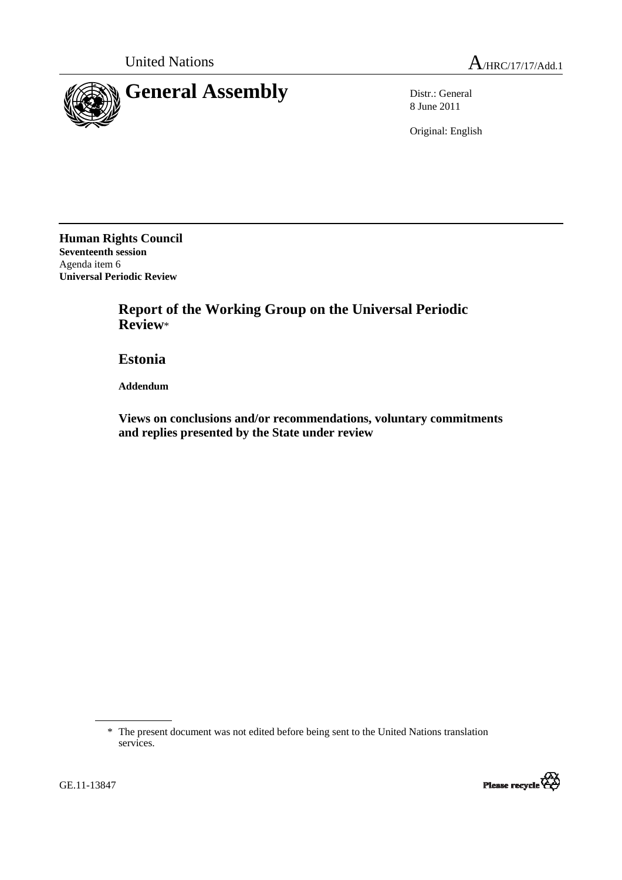United Nations

A/HRC/17/17/Add.1

# General Assembly

Distr.: General
8 June 2011

Original: English

**Human Rights Council**
**Seventeenth session**
Agenda item 6
**Universal Periodic Review**

## Report of the Working Group on the Universal Periodic Review*

## Estonia

**Addendum**

### Views on conclusions and/or recommendations, voluntary commitments and replies presented by the State under review

\* The present document was not edited before being sent to the United Nations translation services.

GE.11-13847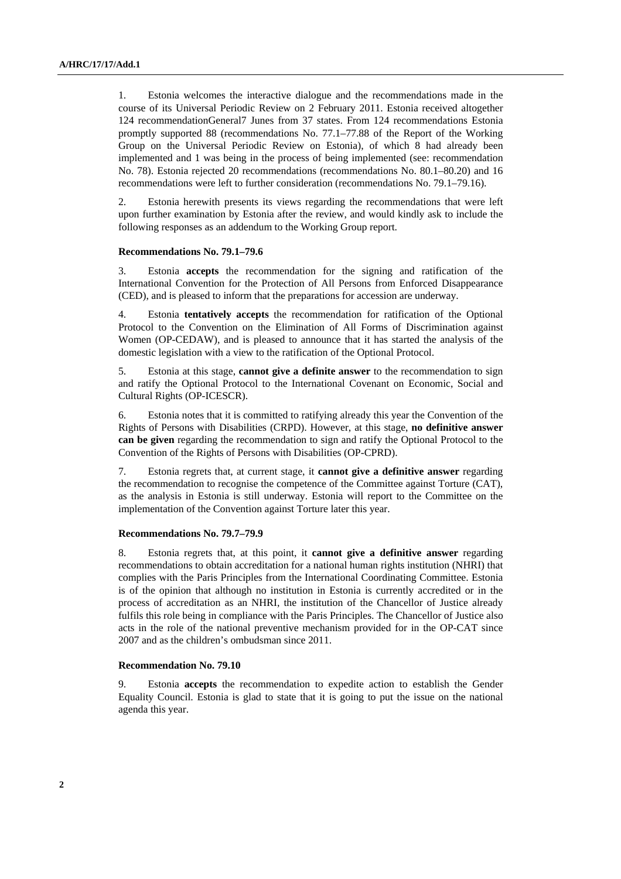1. Estonia welcomes the interactive dialogue and the recommendations made in the course of its Universal Periodic Review on 2 February 2011. Estonia received altogether 124 recommendationGeneral7 Junes from 37 states. From 124 recommendations Estonia promptly supported 88 (recommendations No. 77.1–77.88 of the Report of the Working Group on the Universal Periodic Review on Estonia), of which 8 had already been implemented and 1 was being in the process of being implemented (see: recommendation No. 78). Estonia rejected 20 recommendations (recommendations No. 80.1–80.20) and 16 recommendations were left to further consideration (recommendations No. 79.1–79.16).

2. Estonia herewith presents its views regarding the recommendations that were left upon further examination by Estonia after the review, and would kindly ask to include the following responses as an addendum to the Working Group report.

#### Recommendations No. 79.1–79.6

3. Estonia **accepts** the recommendation for the signing and ratification of the International Convention for the Protection of All Persons from Enforced Disappearance (CED), and is pleased to inform that the preparations for accession are underway.

4. Estonia **tentatively accepts** the recommendation for ratification of the Optional Protocol to the Convention on the Elimination of All Forms of Discrimination against Women (OP-CEDAW), and is pleased to announce that it has started the analysis of the domestic legislation with a view to the ratification of the Optional Protocol.

5. Estonia at this stage, **cannot give a definite answer** to the recommendation to sign and ratify the Optional Protocol to the International Covenant on Economic, Social and Cultural Rights (OP-ICESCR).

6. Estonia notes that it is committed to ratifying already this year the Convention of the Rights of Persons with Disabilities (CRPD). However, at this stage, **no definitive answer can be given** regarding the recommendation to sign and ratify the Optional Protocol to the Convention of the Rights of Persons with Disabilities (OP-CPRD).

7. Estonia regrets that, at current stage, it **cannot give a definitive answer** regarding the recommendation to recognise the competence of the Committee against Torture (CAT), as the analysis in Estonia is still underway. Estonia will report to the Committee on the implementation of the Convention against Torture later this year.

#### Recommendations No. 79.7–79.9

8. Estonia regrets that, at this point, it **cannot give a definitive answer** regarding recommendations to obtain accreditation for a national human rights institution (NHRI) that complies with the Paris Principles from the International Coordinating Committee. Estonia is of the opinion that although no institution in Estonia is currently accredited or in the process of accreditation as an NHRI, the institution of the Chancellor of Justice already fulfils this role being in compliance with the Paris Principles. The Chancellor of Justice also acts in the role of the national preventive mechanism provided for in the OP-CAT since 2007 and as the children's ombudsman since 2011.

#### Recommendation No. 79.10

9. Estonia **accepts** the recommendation to expedite action to establish the Gender Equality Council. Estonia is glad to state that it is going to put the issue on the national agenda this year.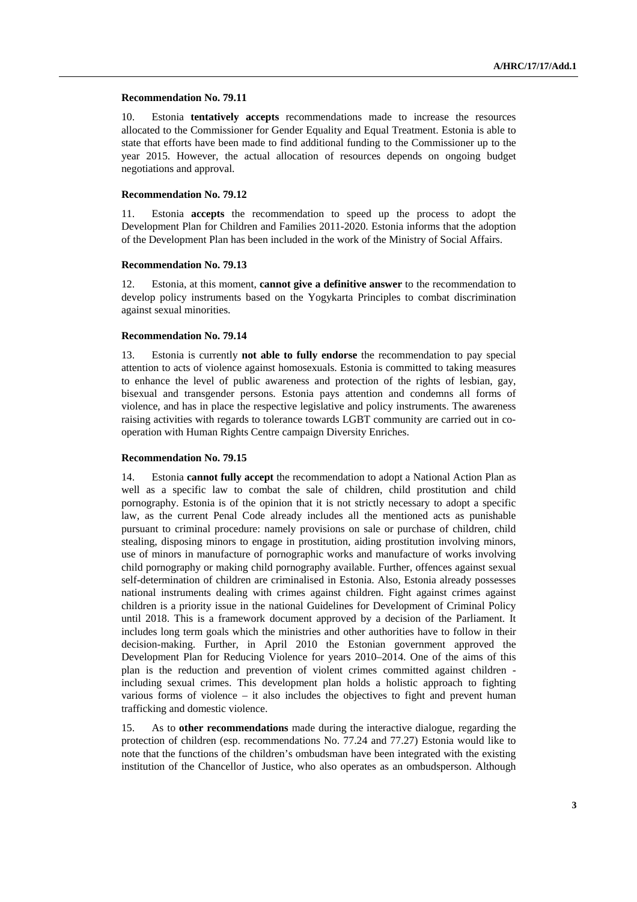**Recommendation No. 79.11**

10. Estonia **tentatively accepts** recommendations made to increase the resources allocated to the Commissioner for Gender Equality and Equal Treatment. Estonia is able to state that efforts have been made to find additional funding to the Commissioner up to the year 2015. However, the actual allocation of resources depends on ongoing budget negotiations and approval.

**Recommendation No. 79.12**

11. Estonia **accepts** the recommendation to speed up the process to adopt the Development Plan for Children and Families 2011-2020. Estonia informs that the adoption of the Development Plan has been included in the work of the Ministry of Social Affairs.

**Recommendation No. 79.13**

12. Estonia, at this moment, **cannot give a definitive answer** to the recommendation to develop policy instruments based on the Yogykarta Principles to combat discrimination against sexual minorities.

**Recommendation No. 79.14**

13. Estonia is currently **not able to fully endorse** the recommendation to pay special attention to acts of violence against homosexuals. Estonia is committed to taking measures to enhance the level of public awareness and protection of the rights of lesbian, gay, bisexual and transgender persons. Estonia pays attention and condemns all forms of violence, and has in place the respective legislative and policy instruments. The awareness raising activities with regards to tolerance towards LGBT community are carried out in co-operation with Human Rights Centre campaign Diversity Enriches.

**Recommendation No. 79.15**

14. Estonia **cannot fully accept** the recommendation to adopt a National Action Plan as well as a specific law to combat the sale of children, child prostitution and child pornography. Estonia is of the opinion that it is not strictly necessary to adopt a specific law, as the current Penal Code already includes all the mentioned acts as punishable pursuant to criminal procedure: namely provisions on sale or purchase of children, child stealing, disposing minors to engage in prostitution, aiding prostitution involving minors, use of minors in manufacture of pornographic works and manufacture of works involving child pornography or making child pornography available. Further, offences against sexual self-determination of children are criminalised in Estonia. Also, Estonia already possesses national instruments dealing with crimes against children. Fight against crimes against children is a priority issue in the national Guidelines for Development of Criminal Policy until 2018. This is a framework document approved by a decision of the Parliament. It includes long term goals which the ministries and other authorities have to follow in their decision-making. Further, in April 2010 the Estonian government approved the Development Plan for Reducing Violence for years 2010–2014. One of the aims of this plan is the reduction and prevention of violent crimes committed against children - including sexual crimes. This development plan holds a holistic approach to fighting various forms of violence – it also includes the objectives to fight and prevent human trafficking and domestic violence.

15. As to **other recommendations** made during the interactive dialogue, regarding the protection of children (esp. recommendations No. 77.24 and 77.27) Estonia would like to note that the functions of the children's ombudsman have been integrated with the existing institution of the Chancellor of Justice, who also operates as an ombudsperson. Although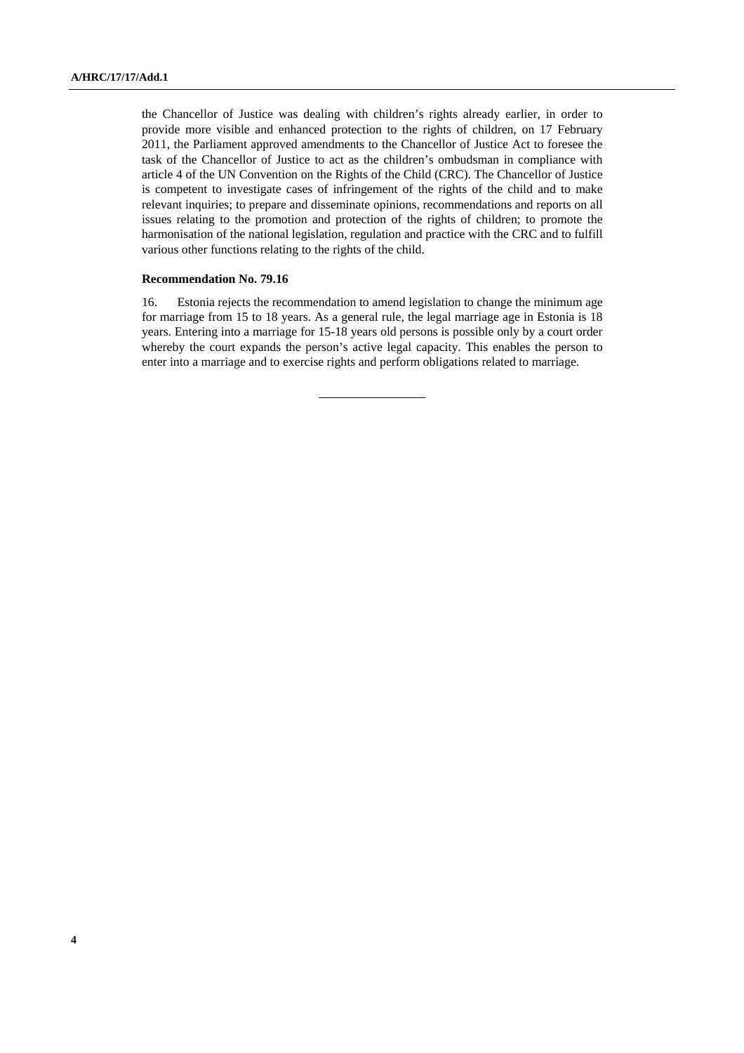the Chancellor of Justice was dealing with children's rights already earlier, in order to provide more visible and enhanced protection to the rights of children, on 17 February 2011, the Parliament approved amendments to the Chancellor of Justice Act to foresee the task of the Chancellor of Justice to act as the children's ombudsman in compliance with article 4 of the UN Convention on the Rights of the Child (CRC). The Chancellor of Justice is competent to investigate cases of infringement of the rights of the child and to make relevant inquiries; to prepare and disseminate opinions, recommendations and reports on all issues relating to the promotion and protection of the rights of children; to promote the harmonisation of the national legislation, regulation and practice with the CRC and to fulfill various other functions relating to the rights of the child.

**Recommendation No. 79.16**

16. Estonia rejects the recommendation to amend legislation to change the minimum age for marriage from 15 to 18 years. As a general rule, the legal marriage age in Estonia is 18 years. Entering into a marriage for 15-18 years old persons is possible only by a court order whereby the court expands the person's active legal capacity. This enables the person to enter into a marriage and to exercise rights and perform obligations related to marriage.